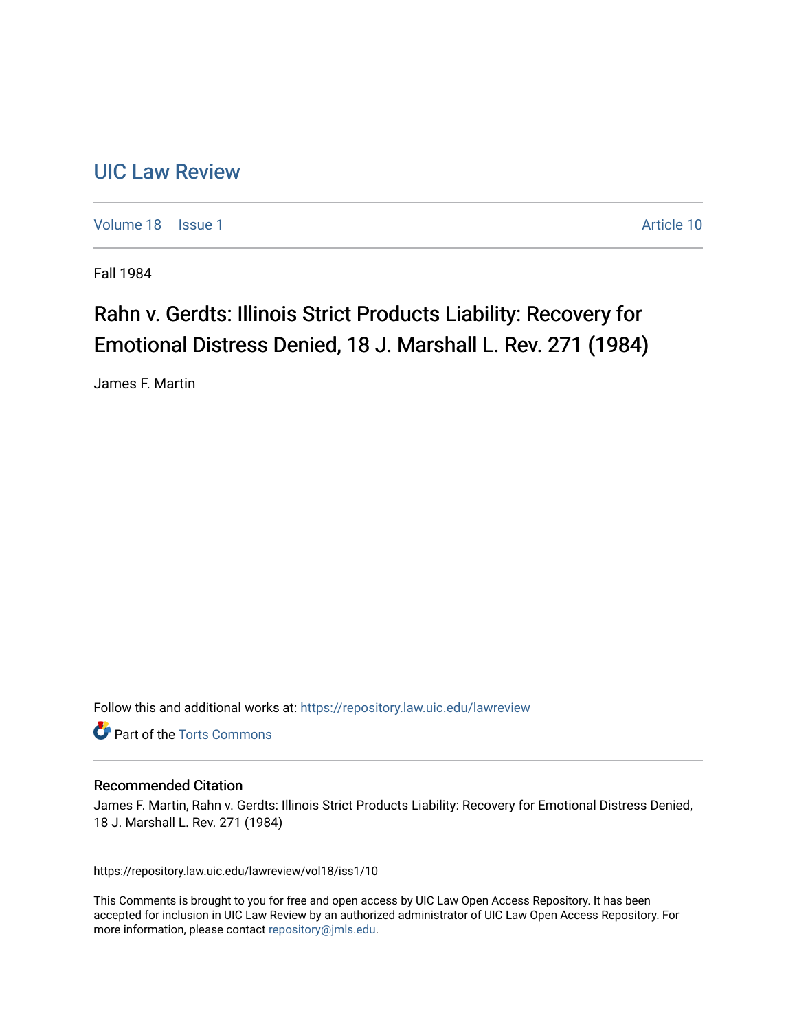# UIC Law Review

Volume 18 | Issue 1 Article 10

Fall 1984

## Rahn v. Gerdts: Illinois Strict Products Liability: Recovery for Emotional Distress Denied, 18 J. Marshall L. Rev. 271 (1984)

James F. Martin

Follow this and additional works at: https://repository.law.uic.edu/lawreview

Part of the Torts Commons

### Recommended Citation

James F. Martin, Rahn v. Gerdts: Illinois Strict Products Liability: Recovery for Emotional Distress Denied, 18 J. Marshall L. Rev. 271 (1984)

https://repository.law.uic.edu/lawreview/vol18/iss1/10

This Comments is brought to you for free and open access by UIC Law Open Access Repository. It has been accepted for inclusion in UIC Law Review by an authorized administrator of UIC Law Open Access Repository. For more information, please contact repository@jmls.edu.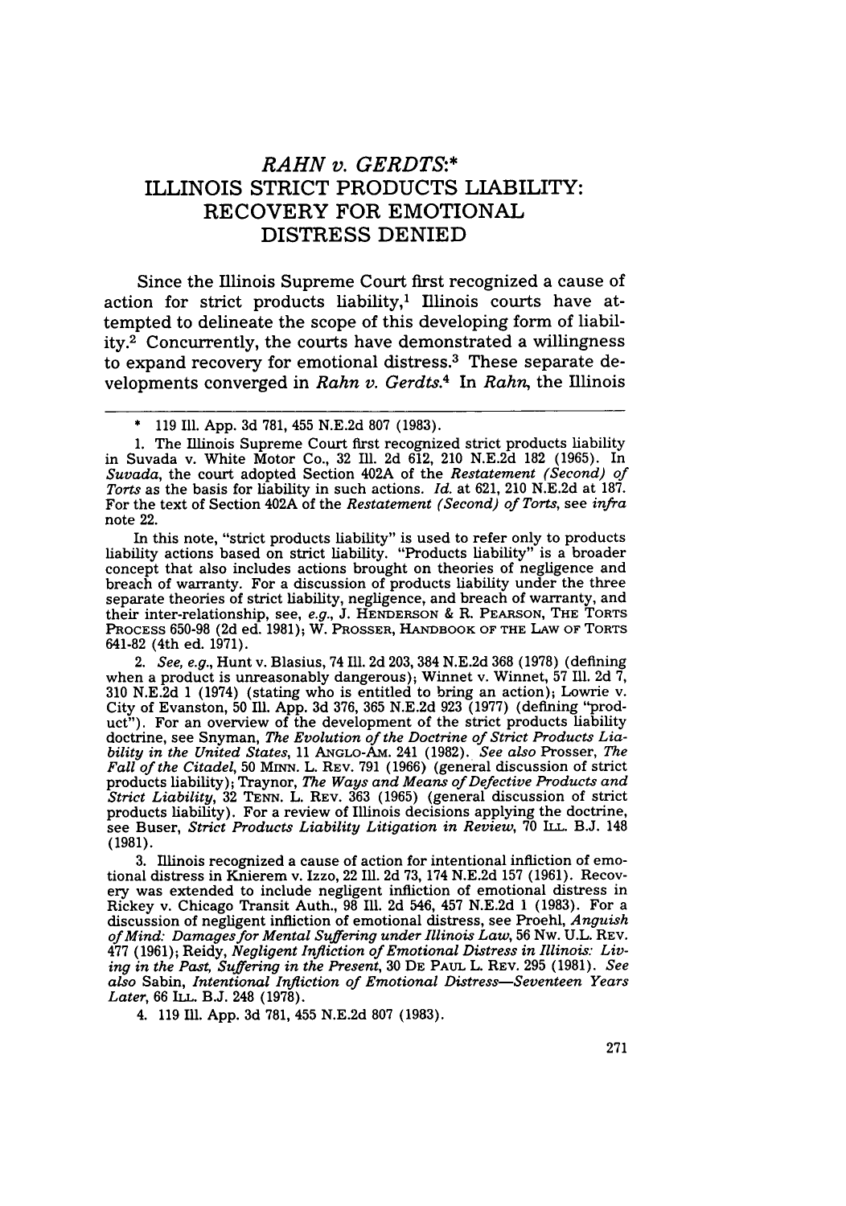# *RAHN v. GERDTS*:*
# ILLINOIS STRICT PRODUCTS LIABILITY: RECOVERY FOR EMOTIONAL DISTRESS DENIED

Since the Illinois Supreme Court first recognized a cause of action for strict products liability,[1] Illinois courts have attempted to delineate the scope of this developing form of liability.[2] Concurrently, the courts have demonstrated a willingness to expand recovery for emotional distress.[3] These separate developments converged in *Rahn v. Gerdts*.[4] In *Rahn*, the Illinois

---

\* 119 Ill. App. 3d 781, 455 N.E.2d 807 (1983).

1. The Illinois Supreme Court first recognized strict products liability in Suvada v. White Motor Co., 32 Ill. 2d 612, 210 N.E.2d 182 (1965). In *Suvada*, the court adopted Section 402A of the *Restatement (Second) of Torts* as the basis for liability in such actions. *Id.* at 621, 210 N.E.2d at 187. For the text of Section 402A of the *Restatement (Second) of Torts*, see *infra* note 22.

In this note, "strict products liability" is used to refer only to products liability actions based on strict liability. "Products liability" is a broader concept that also includes actions brought on theories of negligence and breach of warranty. For a discussion of products liability under the three separate theories of strict liability, negligence, and breach of warranty, and their inter-relationship, see, *e.g.*, J. HENDERSON & R. PEARSON, THE TORTS PROCESS 650-98 (2d ed. 1981); W. PROSSER, HANDBOOK OF THE LAW OF TORTS 641-82 (4th ed. 1971).

2. *See, e.g.*, Hunt v. Blasius, 74 Ill. 2d 203, 384 N.E.2d 368 (1978) (defining when a product is unreasonably dangerous); Winnet v. Winnet, 57 Ill. 2d 7, 310 N.E.2d 1 (1974) (stating who is entitled to bring an action); Lowrie v. City of Evanston, 50 Ill. App. 3d 376, 365 N.E.2d 923 (1977) (defining "product"). For an overview of the development of the strict products liability doctrine, see Snyman, *The Evolution of the Doctrine of Strict Products Liability in the United States*, 11 ANGLO-AM. 241 (1982). *See also* Prosser, *The Fall of the Citadel*, 50 MINN. L. REV. 791 (1966) (general discussion of strict products liability); Traynor, *The Ways and Means of Defective Products and Strict Liability*, 32 TENN. L. REV. 363 (1965) (general discussion of strict products liability). For a review of Illinois decisions applying the doctrine, see Buser, *Strict Products Liability Litigation in Review*, 70 ILL. B.J. 148 (1981).

3. Illinois recognized a cause of action for intentional infliction of emotional distress in Knierem v. Izzo, 22 Ill. 2d 73, 174 N.E.2d 157 (1961). Recovery was extended to include negligent infliction of emotional distress in Rickey v. Chicago Transit Auth., 98 Ill. 2d 546, 457 N.E.2d 1 (1983). For a discussion of negligent infliction of emotional distress, see Proehl, *Anguish of Mind: Damages for Mental Suffering under Illinois Law*, 56 NW. U.L. REV. 477 (1961); Reidy, *Negligent Infliction of Emotional Distress in Illinois: Living in the Past, Suffering in the Present*, 30 DE PAUL L. REV. 295 (1981). *See also* Sabin, *Intentional Infliction of Emotional Distress—Seventeen Years Later*, 66 ILL. B.J. 248 (1978).

4. 119 Ill. App. 3d 781, 455 N.E.2d 807 (1983).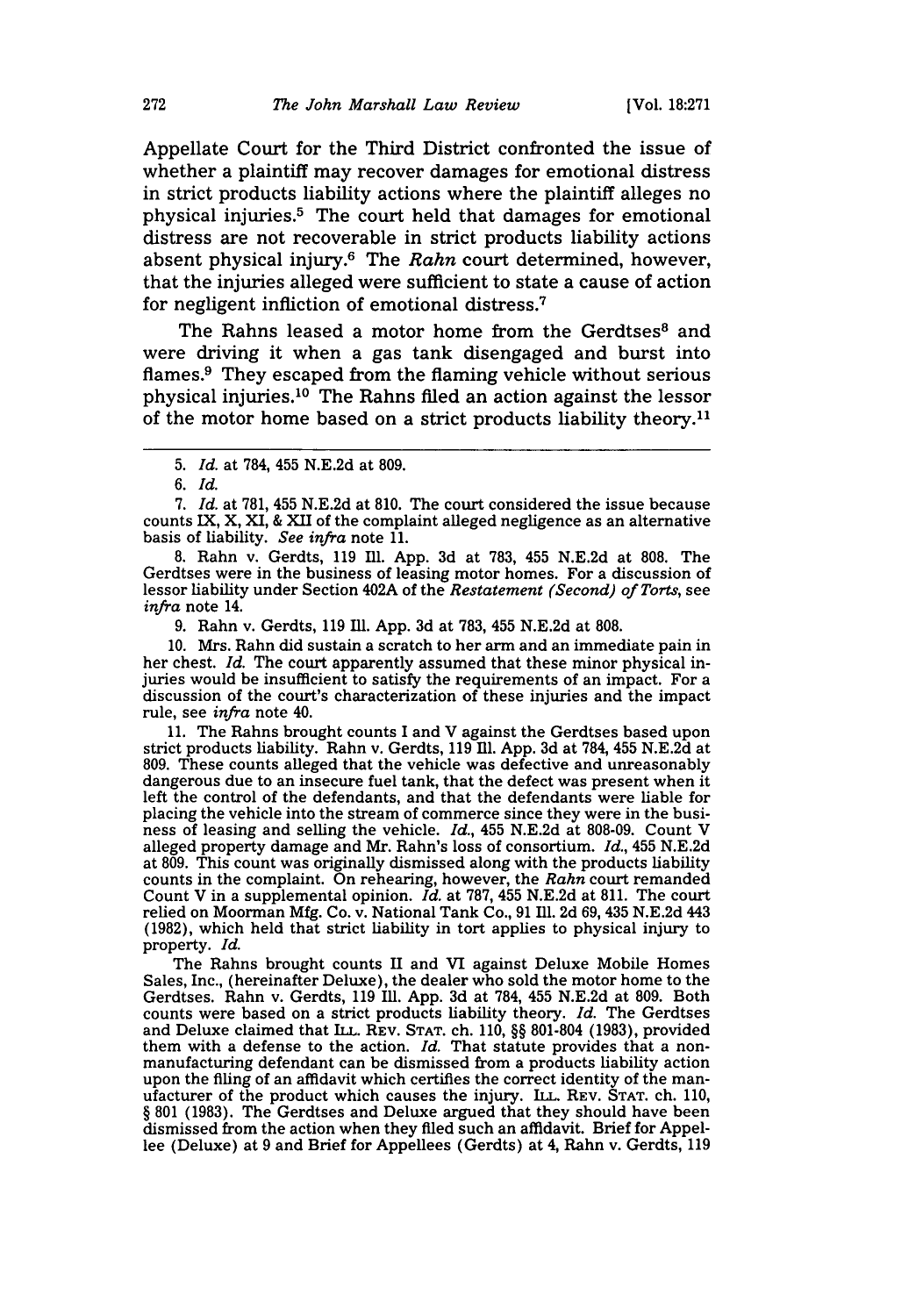Appellate Court for the Third District confronted the issue of whether a plaintiff may recover damages for emotional distress in strict products liability actions where the plaintiff alleges no physical injuries.[5] The court held that damages for emotional distress are not recoverable in strict products liability actions absent physical injury.[6] The *Rahn* court determined, however, that the injuries alleged were sufficient to state a cause of action for negligent infliction of emotional distress.[7]

The Rahns leased a motor home from the Gerdtses[8] and were driving it when a gas tank disengaged and burst into flames.[9] They escaped from the flaming vehicle without serious physical injuries.[10] The Rahns filed an action against the lessor of the motor home based on a strict products liability theory.[11]

---

5. *Id.* at 784, 455 N.E.2d at 809.

6. *Id.*

7. *Id.* at 781, 455 N.E.2d at 810. The court considered the issue because counts IX, X, XI, & XII of the complaint alleged negligence as an alternative basis of liability. *See infra* note 11.

8. Rahn v. Gerdts, 119 Ill. App. 3d at 783, 455 N.E.2d at 808. The Gerdtses were in the business of leasing motor homes. For a discussion of lessor liability under Section 402A of the *Restatement (Second) of Torts*, see *infra* note 14.

9. Rahn v. Gerdts, 119 Ill. App. 3d at 783, 455 N.E.2d at 808.

10. Mrs. Rahn did sustain a scratch to her arm and an immediate pain in her chest. *Id.* The court apparently assumed that these minor physical injuries would be insufficient to satisfy the requirements of an impact. For a discussion of the court's characterization of these injuries and the impact rule, see *infra* note 40.

11. The Rahns brought counts I and V against the Gerdtses based upon strict products liability. Rahn v. Gerdts, 119 Ill. App. 3d at 784, 455 N.E.2d at 809. These counts alleged that the vehicle was defective and unreasonably dangerous due to an insecure fuel tank, that the defect was present when it left the control of the defendants, and that the defendants were liable for placing the vehicle into the stream of commerce since they were in the business of leasing and selling the vehicle. *Id.*, 455 N.E.2d at 808-09. Count V alleged property damage and Mr. Rahn's loss of consortium. *Id.*, 455 N.E.2d at 809. This count was originally dismissed along with the products liability counts in the complaint. On rehearing, however, the *Rahn* court remanded Count V in a supplemental opinion. *Id.* at 787, 455 N.E.2d at 811. The court relied on Moorman Mfg. Co. v. National Tank Co., 91 Ill. 2d 69, 435 N.E.2d 443 (1982), which held that strict liability in tort applies to physical injury to property. *Id.*

The Rahns brought counts II and VI against Deluxe Mobile Homes Sales, Inc., (hereinafter Deluxe), the dealer who sold the motor home to the Gerdtses. Rahn v. Gerdts, 119 Ill. App. 3d at 784, 455 N.E.2d at 809. Both counts were based on a strict products liability theory. *Id.* The Gerdtses and Deluxe claimed that ILL. REV. STAT. ch. 110, §§ 801-804 (1983), provided them with a defense to the action. *Id.* That statute provides that a non-manufacturing defendant can be dismissed from a products liability action upon the filing of an affidavit which certifies the correct identity of the manufacturer of the product which causes the injury. ILL. REV. STAT. ch. 110, § 801 (1983). The Gerdtses and Deluxe argued that they should have been dismissed from the action when they filed such an affidavit. Brief for Appellee (Deluxe) at 9 and Brief for Appellees (Gerdts) at 4, Rahn v. Gerdts, 119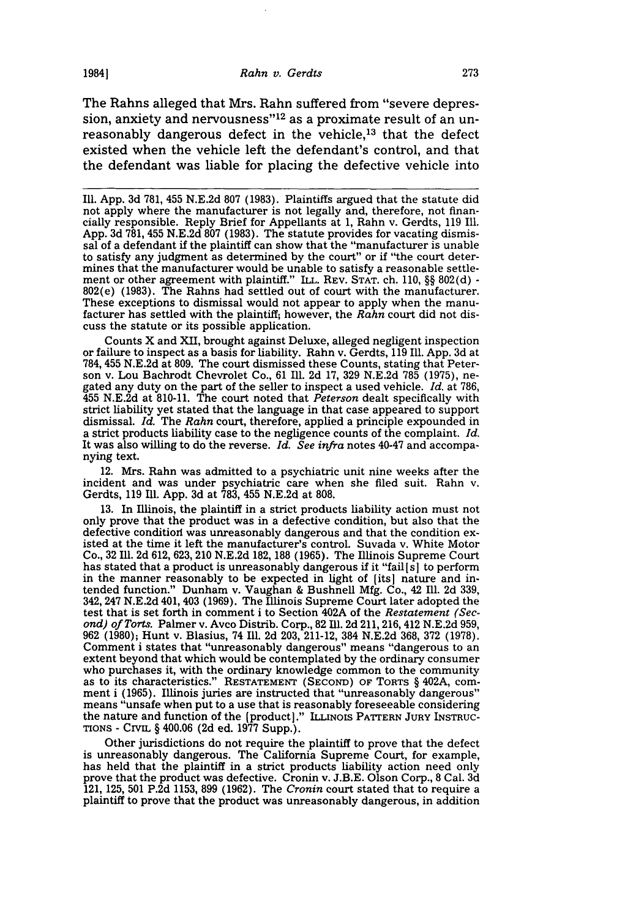The Rahns alleged that Mrs. Rahn suffered from "severe depression, anxiety and nervousness"[12] as a proximate result of an unreasonably dangerous defect in the vehicle,[13] that the defect existed when the vehicle left the defendant's control, and that the defendant was liable for placing the defective vehicle into

---

Ill. App. 3d 781, 455 N.E.2d 807 (1983). Plaintiffs argued that the statute did not apply where the manufacturer is not legally and, therefore, not financially responsible. Reply Brief for Appellants at 1, Rahn v. Gerdts, 119 Ill. App. 3d 781, 455 N.E.2d 807 (1983). The statute provides for vacating dismissal of a defendant if the plaintiff can show that the "manufacturer is unable to satisfy any judgment as determined by the court" or if "the court determines that the manufacturer would be unable to satisfy a reasonable settlement or other agreement with plaintiff." ILL. REV. STAT. ch. 110, §§ 802(d) - 802(e) (1983). The Rahns had settled out of court with the manufacturer. These exceptions to dismissal would not appear to apply when the manufacturer has settled with the plaintiff; however, the *Rahn* court did not discuss the statute or its possible application.

Counts X and XII, brought against Deluxe, alleged negligent inspection or failure to inspect as a basis for liability. Rahn v. Gerdts, 119 Ill. App. 3d at 784, 455 N.E.2d at 809. The court dismissed these Counts, stating that Peterson v. Lou Bachrodt Chevrolet Co., 61 Ill. 2d 17, 329 N.E.2d 785 (1975), negated any duty on the part of the seller to inspect a used vehicle. *Id.* at 786, 455 N.E.2d at 810-11. The court noted that *Peterson* dealt specifically with strict liability yet stated that the language in that case appeared to support dismissal. *Id.* The *Rahn* court, therefore, applied a principle expounded in a strict products liability case to the negligence counts of the complaint. *Id.* It was also willing to do the reverse. *Id. See infra* notes 40-47 and accompanying text.

12. Mrs. Rahn was admitted to a psychiatric unit nine weeks after the incident and was under psychiatric care when she filed suit. Rahn v. Gerdts, 119 Ill. App. 3d at 783, 455 N.E.2d at 808.

13. In Illinois, the plaintiff in a strict products liability action must not only prove that the product was in a defective condition, but also that the defective condition was unreasonably dangerous and that the condition existed at the time it left the manufacturer's control. Suvada v. White Motor Co., 32 Ill. 2d 612, 623, 210 N.E.2d 182, 188 (1965). The Illinois Supreme Court has stated that a product is unreasonably dangerous if it "fail[s] to perform in the manner reasonably to be expected in light of [its] nature and intended function." Dunham v. Vaughan & Bushnell Mfg. Co., 42 Ill. 2d 339, 342, 247 N.E.2d 401, 403 (1969). The Illinois Supreme Court later adopted the test that is set forth in comment i to Section 402A of the *Restatement (Second) of Torts.* Palmer v. Avco Distrib. Corp., 82 Ill. 2d 211, 216, 412 N.E.2d 959, 962 (1980); Hunt v. Blasius, 74 Ill. 2d 203, 211-12, 384 N.E.2d 368, 372 (1978). Comment i states that "unreasonably dangerous" means "dangerous to an extent beyond that which would be contemplated by the ordinary consumer who purchases it, with the ordinary knowledge common to the community as to its characteristics." RESTATEMENT (SECOND) OF TORTS § 402A, comment i (1965). Illinois juries are instructed that "unreasonably dangerous" means "unsafe when put to a use that is reasonably foreseeable considering the nature and function of the [product]." ILLINOIS PATTERN JURY INSTRUCTIONS - CIVIL § 400.06 (2d ed. 1977 Supp.).

Other jurisdictions do not require the plaintiff to prove that the defect is unreasonably dangerous. The California Supreme Court, for example, has held that the plaintiff in a strict products liability action need only prove that the product was defective. Cronin v. J.B.E. Olson Corp., 8 Cal. 3d 121, 125, 501 P.2d 1153, 899 (1962). The *Cronin* court stated that to require a plaintiff to prove that the product was unreasonably dangerous, in addition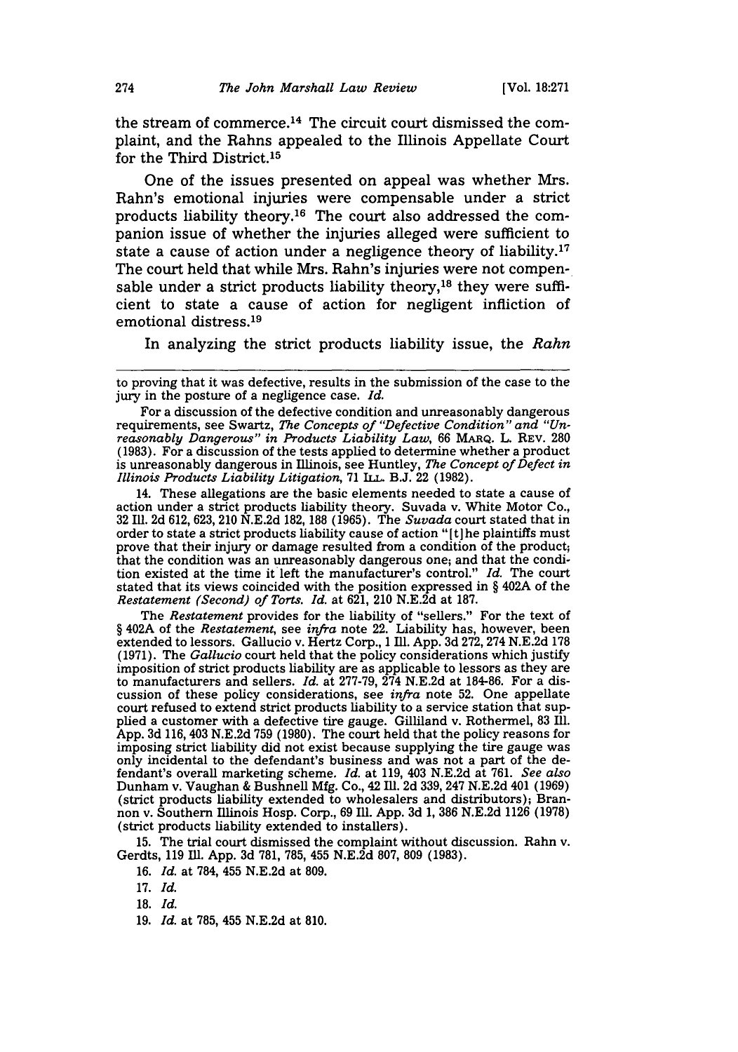the stream of commerce.[14] The circuit court dismissed the complaint, and the Rahns appealed to the Illinois Appellate Court for the Third District.[15]

One of the issues presented on appeal was whether Mrs. Rahn's emotional injuries were compensable under a strict products liability theory.[16] The court also addressed the companion issue of whether the injuries alleged were sufficient to state a cause of action under a negligence theory of liability.[17] The court held that while Mrs. Rahn's injuries were not compensable under a strict products liability theory,[18] they were sufficient to state a cause of action for negligent infliction of emotional distress.[19]

In analyzing the strict products liability issue, the *Rahn*

---

to proving that it was defective, results in the submission of the case to the jury in the posture of a negligence case. *Id.*

For a discussion of the defective condition and unreasonably dangerous requirements, see Swartz, *The Concepts of "Defective Condition" and "Unreasonably Dangerous" in Products Liability Law*, 66 MARQ. L. REV. 280 (1983). For a discussion of the tests applied to determine whether a product is unreasonably dangerous in Illinois, see Huntley, *The Concept of Defect in Illinois Products Liability Litigation*, 71 ILL. B.J. 22 (1982).

14. These allegations are the basic elements needed to state a cause of action under a strict products liability theory. Suvada v. White Motor Co., 32 Ill. 2d 612, 623, 210 N.E.2d 182, 188 (1965). The *Suvada* court stated that in order to state a strict products liability cause of action "[t]he plaintiffs must prove that their injury or damage resulted from a condition of the product; that the condition was an unreasonably dangerous one; and that the condition existed at the time it left the manufacturer's control." *Id.* The court stated that its views coincided with the position expressed in § 402A of the *Restatement (Second) of Torts*. *Id.* at 621, 210 N.E.2d at 187.

The *Restatement* provides for the liability of "sellers." For the text of § 402A of the *Restatement*, see *infra* note 22. Liability has, however, been extended to lessors. Gallucio v. Hertz Corp., 1 Ill. App. 3d 272, 274 N.E.2d 178 (1971). The *Gallucio* court held that the policy considerations which justify imposition of strict products liability are as applicable to lessors as they are to manufacturers and sellers. *Id.* at 277-79, 274 N.E.2d at 184-86. For a discussion of these policy considerations, see *infra* note 52. One appellate court refused to extend strict products liability to a service station that supplied a customer with a defective tire gauge. Gilliland v. Rothermel, 83 Ill. App. 3d 116, 403 N.E.2d 759 (1980). The court held that the policy reasons for imposing strict liability did not exist because supplying the tire gauge was only incidental to the defendant's business and was not a part of the defendant's overall marketing scheme. *Id.* at 119, 403 N.E.2d at 761. *See also* Dunham v. Vaughan & Bushnell Mfg. Co., 42 Ill. 2d 339, 247 N.E.2d 401 (1969) (strict products liability extended to wholesalers and distributors); Brannon v. Southern Illinois Hosp. Corp., 69 Ill. App. 3d 1, 386 N.E.2d 1126 (1978) (strict products liability extended to installers).

15. The trial court dismissed the complaint without discussion. Rahn v. Gerdts, 119 Ill. App. 3d 781, 785, 455 N.E.2d 807, 809 (1983).

16. *Id.* at 784, 455 N.E.2d at 809.

17. *Id.*

18. *Id.*

19. *Id.* at 785, 455 N.E.2d at 810.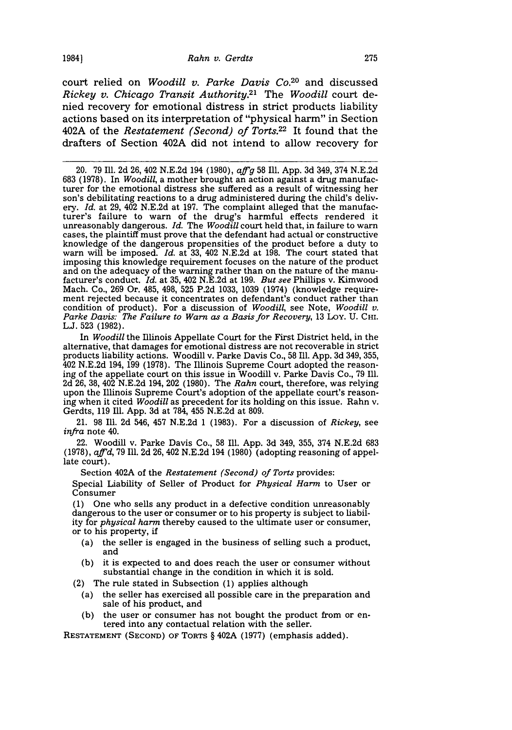court relied on *Woodill v. Parke Davis Co.*[20] and discussed *Rickey v. Chicago Transit Authority*.[21] The *Woodill* court denied recovery for emotional distress in strict products liability actions based on its interpretation of "physical harm" in Section 402A of the *Restatement (Second) of Torts*.[22] It found that the drafters of Section 402A did not intend to allow recovery for

---

20. 79 Ill. 2d 26, 402 N.E.2d 194 (1980), *aff'g* 58 Ill. App. 3d 349, 374 N.E.2d 683 (1978). In *Woodill*, a mother brought an action against a drug manufacturer for the emotional distress she suffered as a result of witnessing her son's debilitating reactions to a drug administered during the child's delivery. *Id.* at 29, 402 N.E.2d at 197. The complaint alleged that the manufacturer's failure to warn of the drug's harmful effects rendered it unreasonably dangerous. *Id.* The *Woodill* court held that, in failure to warn cases, the plaintiff must prove that the defendant had actual or constructive knowledge of the dangerous propensities of the product before a duty to warn will be imposed. *Id.* at 33, 402 N.E.2d at 198. The court stated that imposing this knowledge requirement focuses on the nature of the product and on the adequacy of the warning rather than on the nature of the manufacturer's conduct. *Id.* at 35, 402 N.E.2d at 199. *But see* Phillips v. Kimwood Mach. Co., 269 Or. 485, 498, 525 P.2d 1033, 1039 (1974) (knowledge requirement rejected because it concentrates on defendant's conduct rather than condition of product). For a discussion of *Woodill*, see Note, *Woodill v. Parke Davis: The Failure to Warn as a Basis for Recovery*, 13 LOY. U. CHI. L.J. 523 (1982).

In *Woodill* the Illinois Appellate Court for the First District held, in the alternative, that damages for emotional distress are not recoverable in strict products liability actions. Woodill v. Parke Davis Co., 58 Ill. App. 3d 349, 355, 402 N.E.2d 194, 199 (1978). The Illinois Supreme Court adopted the reasoning of the appellate court on this issue in Woodill v. Parke Davis Co., 79 Ill. 2d 26, 38, 402 N.E.2d 194, 202 (1980). The *Rahn* court, therefore, was relying upon the Illinois Supreme Court's adoption of the appellate court's reasoning when it cited *Woodill* as precedent for its holding on this issue. Rahn v. Gerdts, 119 Ill. App. 3d at 784, 455 N.E.2d at 809.

21. 98 Ill. 2d 546, 457 N.E.2d 1 (1983). For a discussion of *Rickey*, see *infra* note 40.

22. Woodill v. Parke Davis Co., 58 Ill. App. 3d 349, 355, 374 N.E.2d 683 (1978), *aff'd*, 79 Ill. 2d 26, 402 N.E.2d 194 (1980) (adopting reasoning of appellate court).

Section 402A of the *Restatement (Second) of Torts* provides:

Special Liability of Seller of Product for *Physical Harm* to User or Consumer

(1) One who sells any product in a defective condition unreasonably dangerous to the user or consumer or to his property is subject to liability for *physical harm* thereby caused to the ultimate user or consumer, or to his property, if

- (a) the seller is engaged in the business of selling such a product, and
- (b) it is expected to and does reach the user or consumer without substantial change in the condition in which it is sold.

(2) The rule stated in Subsection (1) applies although

- (a) the seller has exercised all possible care in the preparation and sale of his product, and
- (b) the user or consumer has not bought the product from or entered into any contactual relation with the seller.

RESTATEMENT (SECOND) OF TORTS § 402A (1977) (emphasis added).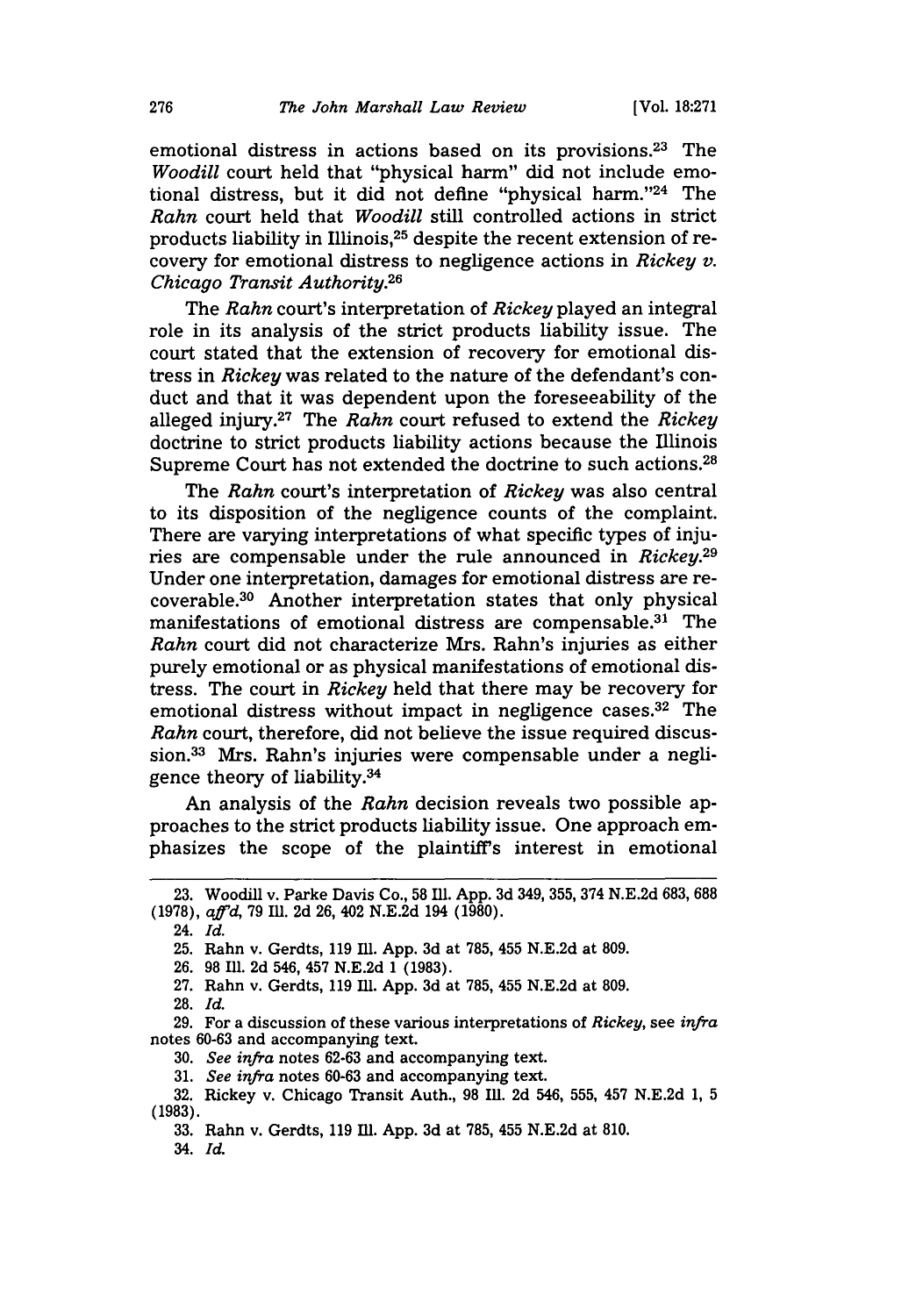emotional distress in actions based on its provisions.[23] The *Woodill* court held that "physical harm" did not include emotional distress, but it did not define "physical harm."[24] The *Rahn* court held that *Woodill* still controlled actions in strict products liability in Illinois,[25] despite the recent extension of recovery for emotional distress to negligence actions in *Rickey v. Chicago Transit Authority*.[26]

The *Rahn* court's interpretation of *Rickey* played an integral role in its analysis of the strict products liability issue. The court stated that the extension of recovery for emotional distress in *Rickey* was related to the nature of the defendant's conduct and that it was dependent upon the foreseeability of the alleged injury.[27] The *Rahn* court refused to extend the *Rickey* doctrine to strict products liability actions because the Illinois Supreme Court has not extended the doctrine to such actions.[28]

The *Rahn* court's interpretation of *Rickey* was also central to its disposition of the negligence counts of the complaint. There are varying interpretations of what specific types of injuries are compensable under the rule announced in *Rickey*.[29] Under one interpretation, damages for emotional distress are recoverable.[30] Another interpretation states that only physical manifestations of emotional distress are compensable.[31] The *Rahn* court did not characterize Mrs. Rahn's injuries as either purely emotional or as physical manifestations of emotional distress. The court in *Rickey* held that there may be recovery for emotional distress without impact in negligence cases.[32] The *Rahn* court, therefore, did not believe the issue required discussion.[33] Mrs. Rahn's injuries were compensable under a negligence theory of liability.[34]

An analysis of the *Rahn* decision reveals two possible approaches to the strict products liability issue. One approach emphasizes the scope of the plaintiff's interest in emotional

---

23. Woodill v. Parke Davis Co., 58 Ill. App. 3d 349, 355, 374 N.E.2d 683, 688 (1978), *aff'd*, 79 Ill. 2d 26, 402 N.E.2d 194 (1980).

24. *Id.*

25. Rahn v. Gerdts, 119 Ill. App. 3d at 785, 455 N.E.2d at 809.

26. 98 Ill. 2d 546, 457 N.E.2d 1 (1983).

27. Rahn v. Gerdts, 119 Ill. App. 3d at 785, 455 N.E.2d at 809.

28. *Id.*

29. For a discussion of these various interpretations of *Rickey*, see *infra* notes 60-63 and accompanying text.

30. *See infra* notes 62-63 and accompanying text.

31. *See infra* notes 60-63 and accompanying text.

32. Rickey v. Chicago Transit Auth., 98 Ill. 2d 546, 555, 457 N.E.2d 1, 5 (1983).

33. Rahn v. Gerdts, 119 Ill. App. 3d at 785, 455 N.E.2d at 810.

34. *Id.*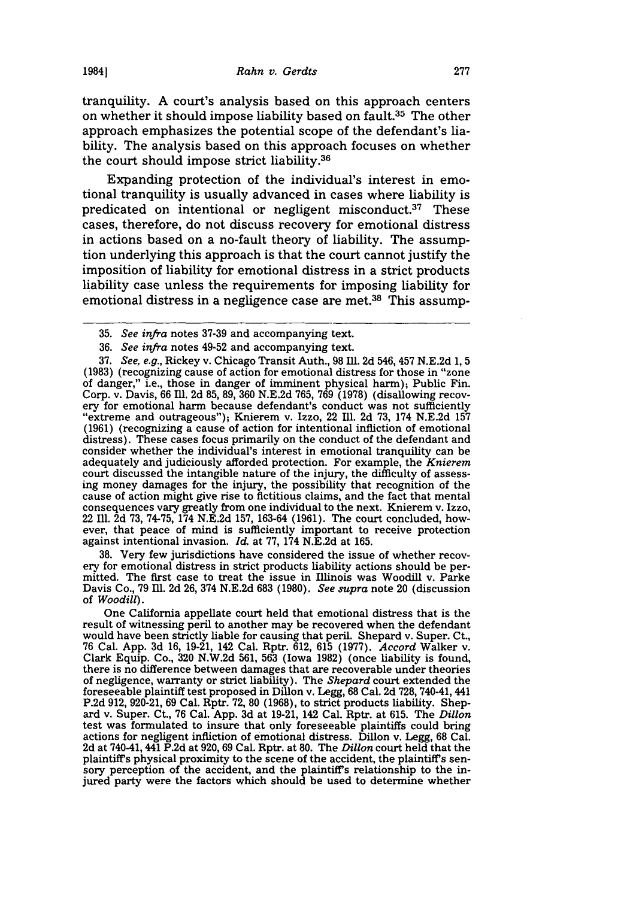tranquility. A court's analysis based on this approach centers on whether it should impose liability based on fault.[35] The other approach emphasizes the potential scope of the defendant's liability. The analysis based on this approach focuses on whether the court should impose strict liability.[36]

Expanding protection of the individual's interest in emotional tranquility is usually advanced in cases where liability is predicated on intentional or negligent misconduct.[37] These cases, therefore, do not discuss recovery for emotional distress in actions based on a no-fault theory of liability. The assumption underlying this approach is that the court cannot justify the imposition of liability for emotional distress in a strict products liability case unless the requirements for imposing liability for emotional distress in a negligence case are met.[38] This assump-

---

35. *See infra* notes 37-39 and accompanying text.

36. *See infra* notes 49-52 and accompanying text.

37. *See, e.g.*, Rickey v. Chicago Transit Auth., 98 Ill. 2d 546, 457 N.E.2d 1, 5 (1983) (recognizing cause of action for emotional distress for those in "zone of danger," i.e., those in danger of imminent physical harm); Public Fin. Corp. v. Davis, 66 Ill. 2d 85, 89, 360 N.E.2d 765, 769 (1978) (disallowing recovery for emotional harm because defendant's conduct was not sufficiently "extreme and outrageous"); Knierem v. Izzo, 22 Ill. 2d 73, 174 N.E.2d 157 (1961) (recognizing a cause of action for intentional infliction of emotional distress). These cases focus primarily on the conduct of the defendant and consider whether the individual's interest in emotional tranquility can be adequately and judiciously afforded protection. For example, the *Knierem* court discussed the intangible nature of the injury, the difficulty of assessing money damages for the injury, the possibility that recognition of the cause of action might give rise to fictitious claims, and the fact that mental consequences vary greatly from one individual to the next. Knierem v. Izzo, 22 Ill. 2d 73, 74-75, 174 N.E.2d 157, 163-64 (1961). The court concluded, however, that peace of mind is sufficiently important to receive protection against intentional invasion. *Id.* at 77, 174 N.E.2d at 165.

38. Very few jurisdictions have considered the issue of whether recovery for emotional distress in strict products liability actions should be permitted. The first case to treat the issue in Illinois was Woodill v. Parke Davis Co., 79 Ill. 2d 26, 374 N.E.2d 683 (1980). *See supra* note 20 (discussion of *Woodill*).

One California appellate court held that emotional distress that is the result of witnessing peril to another may be recovered when the defendant would have been strictly liable for causing that peril. Shepard v. Super. Ct., 76 Cal. App. 3d 16, 19-21, 142 Cal. Rptr. 612, 615 (1977). *Accord* Walker v. Clark Equip. Co., 320 N.W.2d 561, 563 (Iowa 1982) (once liability is found, there is no difference between damages that are recoverable under theories of negligence, warranty or strict liability). The *Shepard* court extended the foreseeable plaintiff test proposed in Dillon v. Legg, 68 Cal. 2d 728, 740-41, 441 P.2d 912, 920-21, 69 Cal. Rptr. 72, 80 (1968), to strict products liability. Shepard v. Super. Ct., 76 Cal. App. 3d at 19-21, 142 Cal. Rptr. at 615. The *Dillon* test was formulated to insure that only foreseeable plaintiffs could bring actions for negligent infliction of emotional distress. Dillon v. Legg, 68 Cal. 2d at 740-41, 441 P.2d at 920, 69 Cal. Rptr. at 80. The *Dillon* court held that the plaintiff's physical proximity to the scene of the accident, the plaintiff's sensory perception of the accident, and the plaintiff's relationship to the injured party were the factors which should be used to determine whether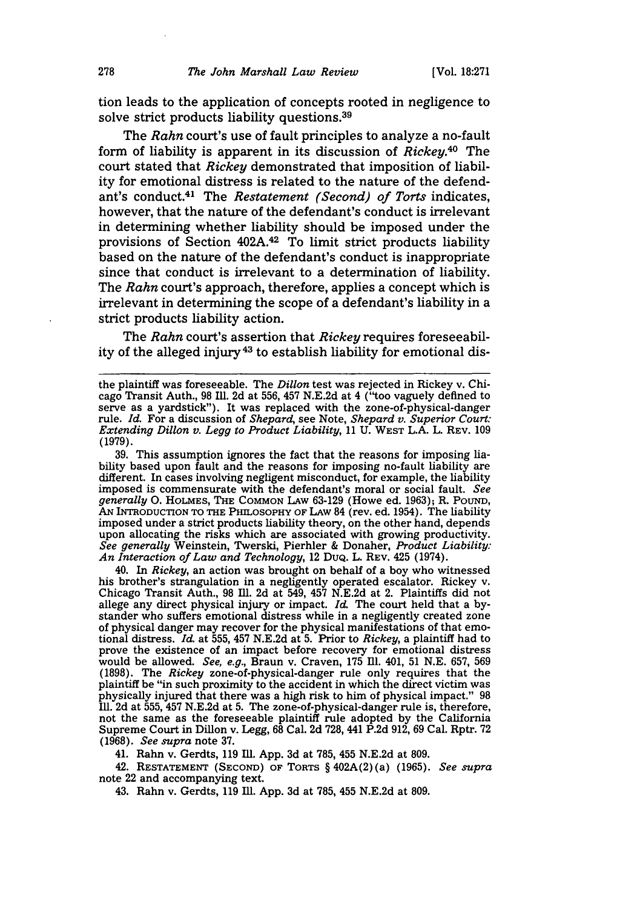tion leads to the application of concepts rooted in negligence to solve strict products liability questions.[39]

The *Rahn* court's use of fault principles to analyze a no-fault form of liability is apparent in its discussion of *Rickey*.[40] The court stated that *Rickey* demonstrated that imposition of liability for emotional distress is related to the nature of the defendant's conduct.[41] The *Restatement (Second) of Torts* indicates, however, that the nature of the defendant's conduct is irrelevant in determining whether liability should be imposed under the provisions of Section 402A.[42] To limit strict products liability based on the nature of the defendant's conduct is inappropriate since that conduct is irrelevant to a determination of liability. The *Rahn* court's approach, therefore, applies a concept which is irrelevant in determining the scope of a defendant's liability in a strict products liability action.

The *Rahn* court's assertion that *Rickey* requires foreseeability of the alleged injury[43] to establish liability for emotional dis-

---

the plaintiff was foreseeable. The *Dillon* test was rejected in Rickey v. Chicago Transit Auth., 98 Ill. 2d at 556, 457 N.E.2d at 4 ("too vaguely defined to serve as a yardstick"). It was replaced with the zone-of-physical-danger rule. *Id.* For a discussion of *Shepard*, see Note, *Shepard v. Superior Court: Extending Dillon v. Legg to Product Liability*, 11 U. WEST L.A. L. REV. 109 (1979).

39. This assumption ignores the fact that the reasons for imposing liability based upon fault and the reasons for imposing no-fault liability are different. In cases involving negligent misconduct, for example, the liability imposed is commensurate with the defendant's moral or social fault. *See generally* O. HOLMES, THE COMMON LAW 63-129 (Howe ed. 1963); R. POUND, AN INTRODUCTION TO THE PHILOSOPHY OF LAW 84 (rev. ed. 1954). The liability imposed under a strict products liability theory, on the other hand, depends upon allocating the risks which are associated with growing productivity. *See generally* Weinstein, Twerski, Pierhler & Donaher, *Product Liability: An Interaction of Law and Technology*, 12 DUQ. L. REV. 425 (1974).

40. In *Rickey*, an action was brought on behalf of a boy who witnessed his brother's strangulation in a negligently operated escalator. Rickey v. Chicago Transit Auth., 98 Ill. 2d at 549, 457 N.E.2d at 2. Plaintiffs did not allege any direct physical injury or impact. *Id.* The court held that a bystander who suffers emotional distress while in a negligently created zone of physical danger may recover for the physical manifestations of that emotional distress. *Id.* at 555, 457 N.E.2d at 5. Prior to *Rickey*, a plaintiff had to prove the existence of an impact before recovery for emotional distress would be allowed. *See, e.g.*, Braun v. Craven, 175 Ill. 401, 51 N.E. 657, 569 (1898). The *Rickey* zone-of-physical-danger rule only requires that the plaintiff be "in such proximity to the accident in which the direct victim was physically injured that there was a high risk to him of physical impact." 98 Ill. 2d at 555, 457 N.E.2d at 5. The zone-of-physical-danger rule is, therefore, not the same as the foreseeable plaintiff rule adopted by the California Supreme Court in Dillon v. Legg, 68 Cal. 2d 728, 441 P.2d 912, 69 Cal. Rptr. 72 (1968). *See supra* note 37.

41. Rahn v. Gerdts, 119 Ill. App. 3d at 785, 455 N.E.2d at 809.

42. RESTATEMENT (SECOND) OF TORTS § 402A(2)(a) (1965). *See supra* note 22 and accompanying text.

43. Rahn v. Gerdts, 119 Ill. App. 3d at 785, 455 N.E.2d at 809.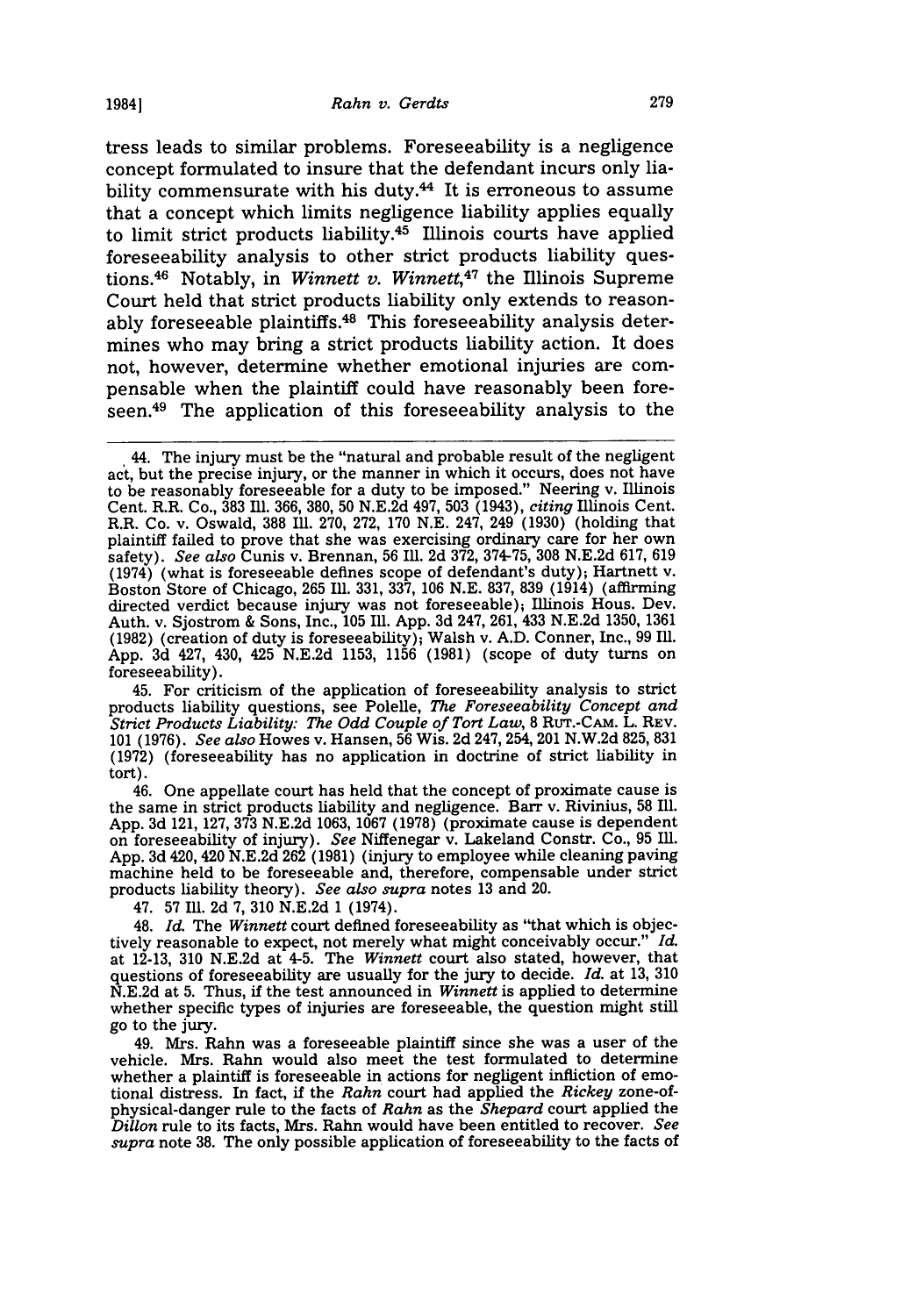tress leads to similar problems. Foreseeability is a negligence concept formulated to insure that the defendant incurs only liability commensurate with his duty.[44] It is erroneous to assume that a concept which limits negligence liability applies equally to limit strict products liability.[45] Illinois courts have applied foreseeability analysis to other strict products liability questions.[46] Notably, in *Winnett v. Winnett*,[47] the Illinois Supreme Court held that strict products liability only extends to reasonably foreseeable plaintiffs.[48] This foreseeability analysis determines who may bring a strict products liability action. It does not, however, determine whether emotional injuries are compensable when the plaintiff could have reasonably been foreseen.[49] The application of this foreseeability analysis to the

---

44. The injury must be the "natural and probable result of the negligent act, but the precise injury, or the manner in which it occurs, does not have to be reasonably foreseeable for a duty to be imposed." Neering v. Illinois Cent. R.R. Co., 383 Ill. 366, 380, 50 N.E.2d 497, 503 (1943), *citing* Illinois Cent. R.R. Co. v. Oswald, 388 Ill. 270, 272, 170 N.E. 247, 249 (1930) (holding that plaintiff failed to prove that she was exercising ordinary care for her own safety). *See also* Cunis v. Brennan, 56 Ill. 2d 372, 374-75, 308 N.E.2d 617, 619 (1974) (what is foreseeable defines scope of defendant's duty); Hartnett v. Boston Store of Chicago, 265 Ill. 331, 337, 106 N.E. 837, 839 (1914) (affirming directed verdict because injury was not foreseeable); Illinois Hous. Dev. Auth. v. Sjostrom & Sons, Inc., 105 Ill. App. 3d 247, 261, 433 N.E.2d 1350, 1361 (1982) (creation of duty is foreseeability); Walsh v. A.D. Conner, Inc., 99 Ill. App. 3d 427, 430, 425 N.E.2d 1153, 1156 (1981) (scope of duty turns on foreseeability).

45. For criticism of the application of foreseeability analysis to strict products liability questions, see Polelle, *The Foreseeability Concept and Strict Products Liability: The Odd Couple of Tort Law*, 8 RUT.-CAM. L. REV. 101 (1976). *See also* Howes v. Hansen, 56 Wis. 2d 247, 254, 201 N.W.2d 825, 831 (1972) (foreseeability has no application in doctrine of strict liability in tort).

46. One appellate court has held that the concept of proximate cause is the same in strict products liability and negligence. Barr v. Rivinius, 58 Ill. App. 3d 121, 127, 373 N.E.2d 1063, 1067 (1978) (proximate cause is dependent on foreseeability of injury). *See* Niffenegar v. Lakeland Constr. Co., 95 Ill. App. 3d 420, 420 N.E.2d 262 (1981) (injury to employee while cleaning paving machine held to be foreseeable and, therefore, compensable under strict products liability theory). *See also supra* notes 13 and 20.

47. 57 Ill. 2d 7, 310 N.E.2d 1 (1974).

48. *Id.* The *Winnett* court defined foreseeability as "that which is objectively reasonable to expect, not merely what might conceivably occur." *Id.* at 12-13, 310 N.E.2d at 4-5. The *Winnett* court also stated, however, that questions of foreseeability are usually for the jury to decide. *Id.* at 13, 310 N.E.2d at 5. Thus, if the test announced in *Winnett* is applied to determine whether specific types of injuries are foreseeable, the question might still go to the jury.

49. Mrs. Rahn was a foreseeable plaintiff since she was a user of the vehicle. Mrs. Rahn would also meet the test formulated to determine whether a plaintiff is foreseeable in actions for negligent infliction of emotional distress. In fact, if the *Rahn* court had applied the *Rickey* zone-of-physical-danger rule to the facts of *Rahn* as the *Shepard* court applied the *Dillon* rule to its facts, Mrs. Rahn would have been entitled to recover. *See supra* note 38. The only possible application of foreseeability to the facts of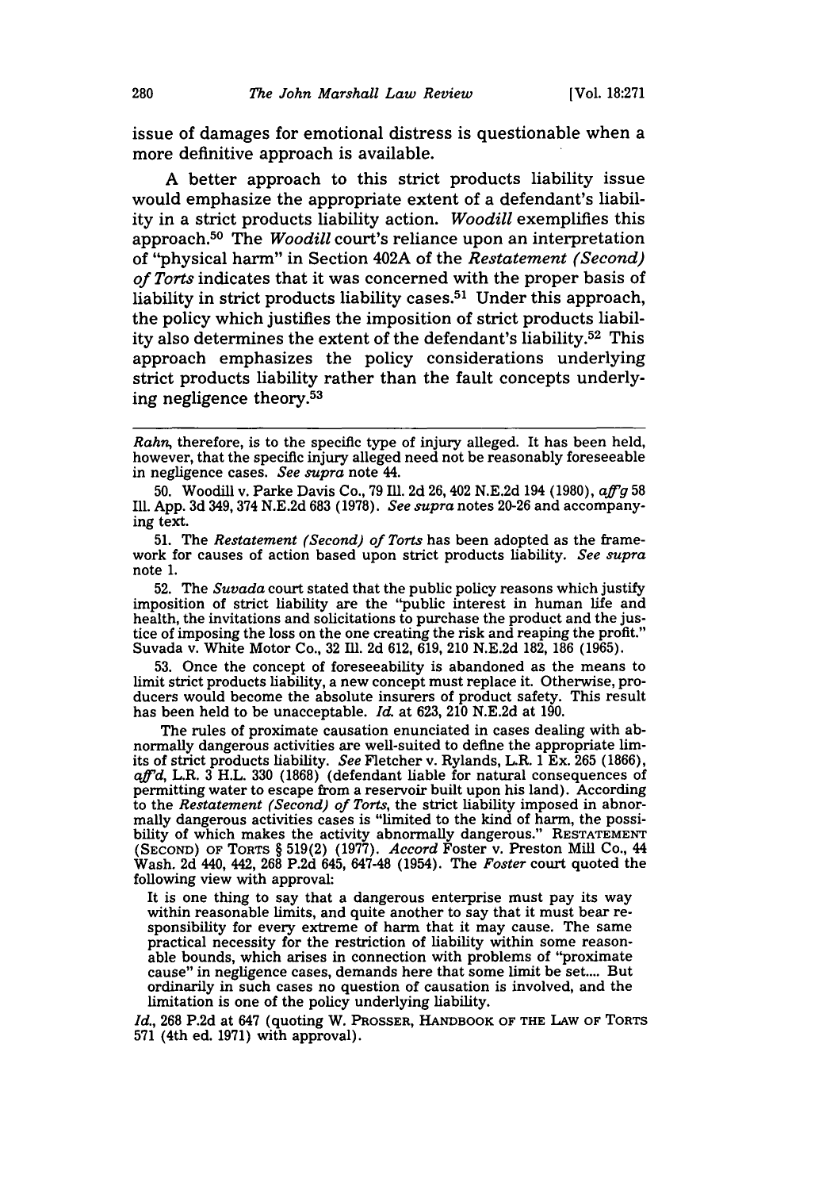issue of damages for emotional distress is questionable when a more definitive approach is available.

A better approach to this strict products liability issue would emphasize the appropriate extent of a defendant's liability in a strict products liability action. *Woodill* exemplifies this approach.[50] The *Woodill* court's reliance upon an interpretation of "physical harm" in Section 402A of the *Restatement (Second) of Torts* indicates that it was concerned with the proper basis of liability in strict products liability cases.[51] Under this approach, the policy which justifies the imposition of strict products liability also determines the extent of the defendant's liability.[52] This approach emphasizes the policy considerations underlying strict products liability rather than the fault concepts underlying negligence theory.[53]

---

*Rahn*, therefore, is to the specific type of injury alleged. It has been held, however, that the specific injury alleged need not be reasonably foreseeable in negligence cases. *See supra* note 44.

50. Woodill v. Parke Davis Co., 79 Ill. 2d 26, 402 N.E.2d 194 (1980), *aff'g* 58 Ill. App. 3d 349, 374 N.E.2d 683 (1978). *See supra* notes 20-26 and accompanying text.

51. The *Restatement (Second) of Torts* has been adopted as the framework for causes of action based upon strict products liability. *See supra* note 1.

52. The *Suvada* court stated that the public policy reasons which justify imposition of strict liability are the "public interest in human life and health, the invitations and solicitations to purchase the product and the justice of imposing the loss on the one creating the risk and reaping the profit." Suvada v. White Motor Co., 32 Ill. 2d 612, 619, 210 N.E.2d 182, 186 (1965).

53. Once the concept of foreseeability is abandoned as the means to limit strict products liability, a new concept must replace it. Otherwise, producers would become the absolute insurers of product safety. This result has been held to be unacceptable. *Id.* at 623, 210 N.E.2d at 190.

The rules of proximate causation enunciated in cases dealing with abnormally dangerous activities are well-suited to define the appropriate limits of strict products liability. *See* Fletcher v. Rylands, L.R. 1 Ex. 265 (1866), *aff'd*, L.R. 3 H.L. 330 (1868) (defendant liable for natural consequences of permitting water to escape from a reservoir built upon his land). According to the *Restatement (Second) of Torts*, the strict liability imposed in abnormally dangerous activities cases is "limited to the kind of harm, the possibility of which makes the activity abnormally dangerous." RESTATEMENT (SECOND) OF TORTS § 519(2) (1977). *Accord* Foster v. Preston Mill Co., 44 Wash. 2d 440, 442, 268 P.2d 645, 647-48 (1954). The *Foster* court quoted the following view with approval:

> It is one thing to say that a dangerous enterprise must pay its way within reasonable limits, and quite another to say that it must bear responsibility for every extreme of harm that it may cause. The same practical necessity for the restriction of liability within some reasonable bounds, which arises in connection with problems of "proximate cause" in negligence cases, demands here that some limit be set.... But ordinarily in such cases no question of causation is involved, and the limitation is one of the policy underlying liability.

*Id.*, 268 P.2d at 647 (quoting W. PROSSER, HANDBOOK OF THE LAW OF TORTS 571 (4th ed. 1971) with approval).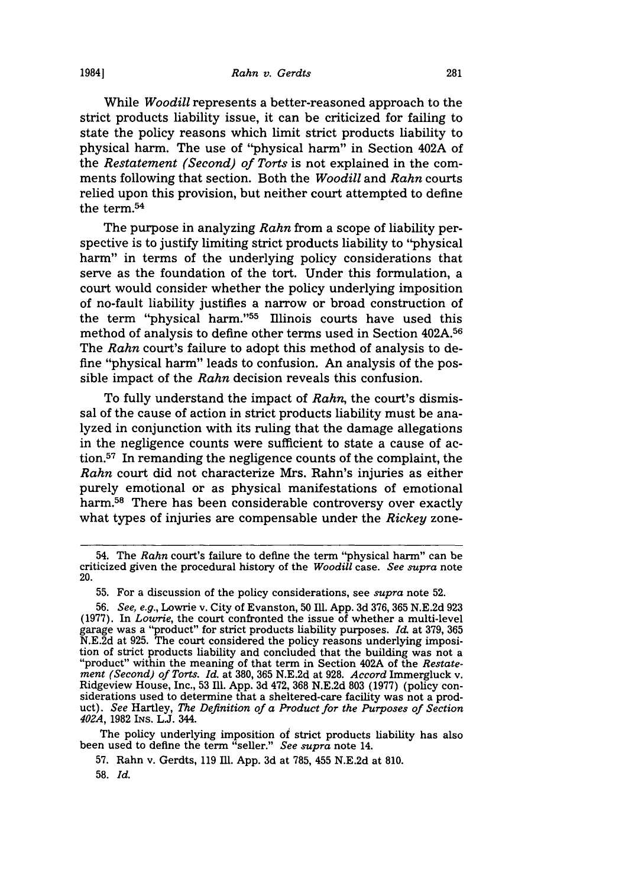While *Woodill* represents a better-reasoned approach to the strict products liability issue, it can be criticized for failing to state the policy reasons which limit strict products liability to physical harm. The use of "physical harm" in Section 402A of the *Restatement (Second) of Torts* is not explained in the comments following that section. Both the *Woodill* and *Rahn* courts relied upon this provision, but neither court attempted to define the term.[54]

The purpose in analyzing *Rahn* from a scope of liability perspective is to justify limiting strict products liability to "physical harm" in terms of the underlying policy considerations that serve as the foundation of the tort. Under this formulation, a court would consider whether the policy underlying imposition of no-fault liability justifies a narrow or broad construction of the term "physical harm."[55] Illinois courts have used this method of analysis to define other terms used in Section 402A.[56] The *Rahn* court's failure to adopt this method of analysis to define "physical harm" leads to confusion. An analysis of the possible impact of the *Rahn* decision reveals this confusion.

To fully understand the impact of *Rahn*, the court's dismissal of the cause of action in strict products liability must be analyzed in conjunction with its ruling that the damage allegations in the negligence counts were sufficient to state a cause of action.[57] In remanding the negligence counts of the complaint, the *Rahn* court did not characterize Mrs. Rahn's injuries as either purely emotional or as physical manifestations of emotional harm.[58] There has been considerable controversy over exactly what types of injuries are compensable under the *Rickey* zone-

---

54. The *Rahn* court's failure to define the term "physical harm" can be criticized given the procedural history of the *Woodill* case. *See supra* note 20.

55. For a discussion of the policy considerations, see *supra* note 52.

56. *See, e.g.*, Lowrie v. City of Evanston, 50 Ill. App. 3d 376, 365 N.E.2d 923 (1977). In *Lowrie*, the court confronted the issue of whether a multi-level garage was a "product" for strict products liability purposes. *Id.* at 379, 365 N.E.2d at 925. The court considered the policy reasons underlying imposition of strict products liability and concluded that the building was not a "product" within the meaning of that term in Section 402A of the *Restatement (Second) of Torts*. *Id.* at 380, 365 N.E.2d at 928. *Accord* Immergluck v. Ridgeview House, Inc., 53 Ill. App. 3d 472, 368 N.E.2d 803 (1977) (policy considerations used to determine that a sheltered-care facility was not a product). *See* Hartley, *The Definition of a Product for the Purposes of Section 402A*, 1982 INS. L.J. 344.

The policy underlying imposition of strict products liability has also been used to define the term "seller." *See supra* note 14.

57. Rahn v. Gerdts, 119 Ill. App. 3d at 785, 455 N.E.2d at 810.

58. *Id.*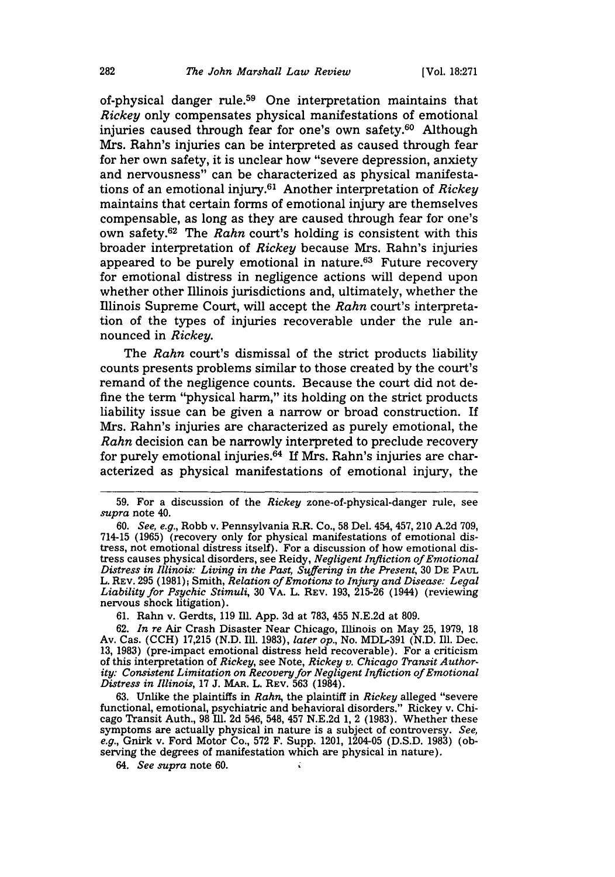of-physical danger rule.[59] One interpretation maintains that *Rickey* only compensates physical manifestations of emotional injuries caused through fear for one's own safety.[60] Although Mrs. Rahn's injuries can be interpreted as caused through fear for her own safety, it is unclear how "severe depression, anxiety and nervousness" can be characterized as physical manifestations of an emotional injury.[61] Another interpretation of *Rickey* maintains that certain forms of emotional injury are themselves compensable, as long as they are caused through fear for one's own safety.[62] The *Rahn* court's holding is consistent with this broader interpretation of *Rickey* because Mrs. Rahn's injuries appeared to be purely emotional in nature.[63] Future recovery for emotional distress in negligence actions will depend upon whether other Illinois jurisdictions and, ultimately, whether the Illinois Supreme Court, will accept the *Rahn* court's interpretation of the types of injuries recoverable under the rule announced in *Rickey*.

The *Rahn* court's dismissal of the strict products liability counts presents problems similar to those created by the court's remand of the negligence counts. Because the court did not define the term "physical harm," its holding on the strict products liability issue can be given a narrow or broad construction. If Mrs. Rahn's injuries are characterized as purely emotional, the *Rahn* decision can be narrowly interpreted to preclude recovery for purely emotional injuries.[64] If Mrs. Rahn's injuries are characterized as physical manifestations of emotional injury, the

---

59. For a discussion of the *Rickey* zone-of-physical-danger rule, see *supra* note 40.

60. *See, e.g.*, Robb v. Pennsylvania R.R. Co., 58 Del. 454, 457, 210 A.2d 709, 714-15 (1965) (recovery only for physical manifestations of emotional distress, not emotional distress itself). For a discussion of how emotional distress causes physical disorders, see Reidy, *Negligent Infliction of Emotional Distress in Illinois: Living in the Past, Suffering in the Present*, 30 DE PAUL L. REV. 295 (1981); Smith, *Relation of Emotions to Injury and Disease: Legal Liability for Psychic Stimuli*, 30 VA. L. REV. 193, 215-26 (1944) (reviewing nervous shock litigation).

61. Rahn v. Gerdts, 119 Ill. App. 3d at 783, 455 N.E.2d at 809.

62. *In re* Air Crash Disaster Near Chicago, Illinois on May 25, 1979, 18 Av. Cas. (CCH) 17,215 (N.D. Ill. 1983), *later op.*, No. MDL-391 (N.D. Ill. Dec. 13, 1983) (pre-impact emotional distress held recoverable). For a criticism of this interpretation of *Rickey*, see Note, *Rickey v. Chicago Transit Authority: Consistent Limitation on Recovery for Negligent Infliction of Emotional Distress in Illinois*, 17 J. MAR. L. REV. 563 (1984).

63. Unlike the plaintiffs in *Rahn*, the plaintiff in *Rickey* alleged "severe functional, emotional, psychiatric and behavioral disorders." Rickey v. Chicago Transit Auth., 98 Ill. 2d 546, 548, 457 N.E.2d 1, 2 (1983). Whether these symptoms are actually physical in nature is a subject of controversy. *See, e.g.*, Gnirk v. Ford Motor Co., 572 F. Supp. 1201, 1204-05 (D.S.D. 1983) (observing the degrees of manifestation which are physical in nature).

64. *See supra* note 60.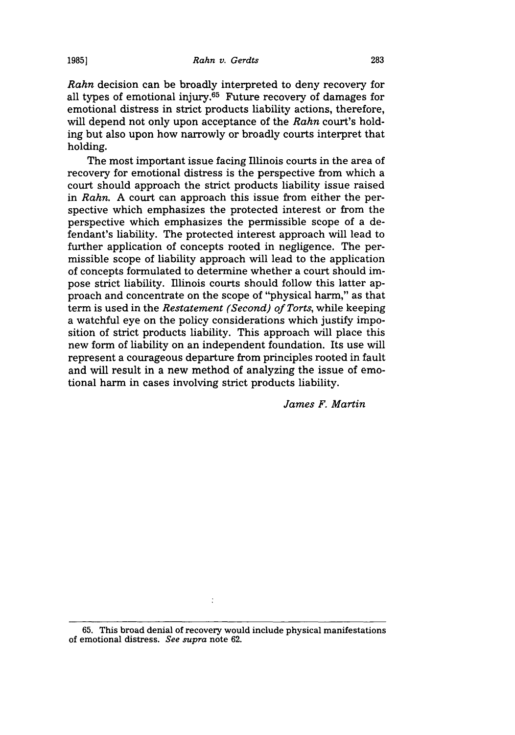*Rahn* decision can be broadly interpreted to deny recovery for all types of emotional injury.[65] Future recovery of damages for emotional distress in strict products liability actions, therefore, will depend not only upon acceptance of the *Rahn* court's holding but also upon how narrowly or broadly courts interpret that holding.

The most important issue facing Illinois courts in the area of recovery for emotional distress is the perspective from which a court should approach the strict products liability issue raised in *Rahn*. A court can approach this issue from either the perspective which emphasizes the protected interest or from the perspective which emphasizes the permissible scope of a defendant's liability. The protected interest approach will lead to further application of concepts rooted in negligence. The permissible scope of liability approach will lead to the application of concepts formulated to determine whether a court should impose strict liability. Illinois courts should follow this latter approach and concentrate on the scope of "physical harm," as that term is used in the *Restatement (Second) of Torts*, while keeping a watchful eye on the policy considerations which justify imposition of strict products liability. This approach will place this new form of liability on an independent foundation. Its use will represent a courageous departure from principles rooted in fault and will result in a new method of analyzing the issue of emotional harm in cases involving strict products liability.

*James F. Martin*

---

65. This broad denial of recovery would include physical manifestations of emotional distress. *See supra* note 62.